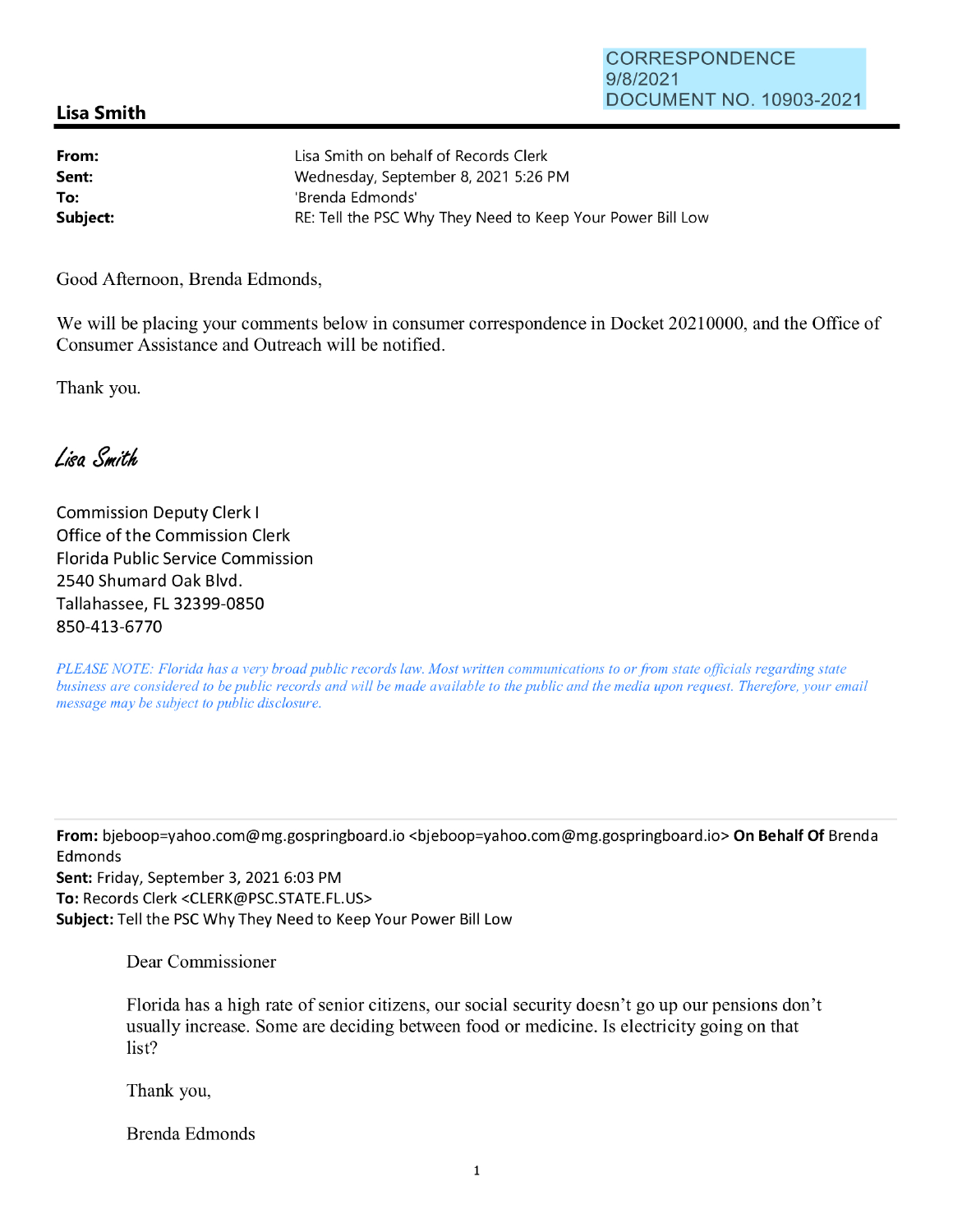CORRESPONDENCE
9/8/2021
DOCUMENT NO. 10903-2021

**Lisa Smith**

---

**From:** Lisa Smith on behalf of Records Clerk
**Sent:** Wednesday, September 8, 2021 5:26 PM
**To:** 'Brenda Edmonds'
**Subject:** RE: Tell the PSC Why They Need to Keep Your Power Bill Low

Good Afternoon, Brenda Edmonds,

We will be placing your comments below in consumer correspondence in Docket 20210000, and the Office of Consumer Assistance and Outreach will be notified.

Thank you.

*Lisa Smith*

Commission Deputy Clerk I
Office of the Commission Clerk
Florida Public Service Commission
2540 Shumard Oak Blvd.
Tallahassee, FL 32399-0850
850-413-6770

*PLEASE NOTE: Florida has a very broad public records law. Most written communications to or from state officials regarding state business are considered to be public records and will be made available to the public and the media upon request. Therefore, your email message may be subject to public disclosure.*

---

**From:** bjeboop=yahoo.com@mg.gospringboard.io <bjeboop=yahoo.com@mg.gospringboard.io> **On Behalf Of** Brenda Edmonds
**Sent:** Friday, September 3, 2021 6:03 PM
**To:** Records Clerk <CLERK@PSC.STATE.FL.US>
**Subject:** Tell the PSC Why They Need to Keep Your Power Bill Low

Dear Commissioner

Florida has a high rate of senior citizens, our social security doesn't go up our pensions don't usually increase. Some are deciding between food or medicine. Is electricity going on that list?

Thank you,

Brenda Edmonds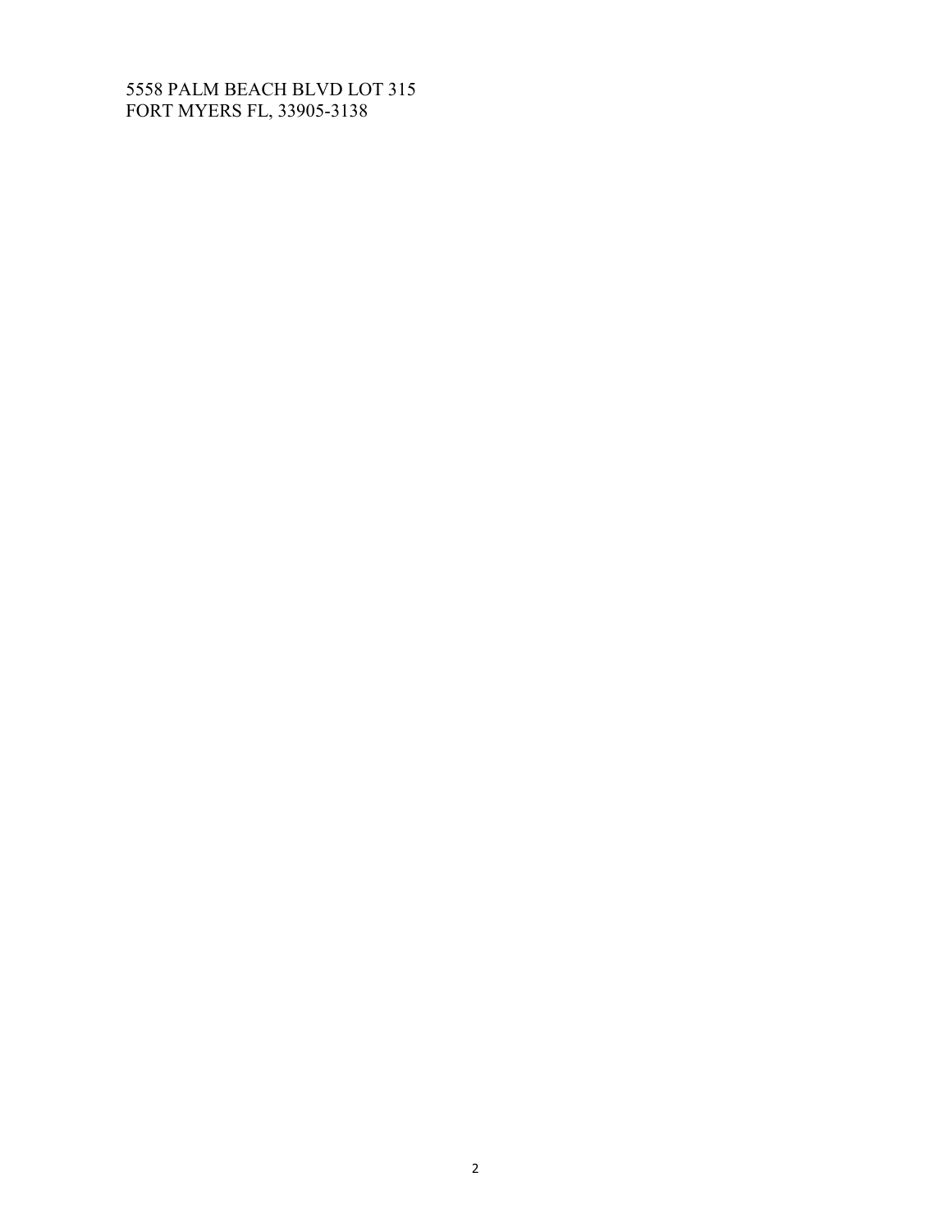5558 PALM BEACH BLVD LOT 315
FORT MYERS FL, 33905-3138